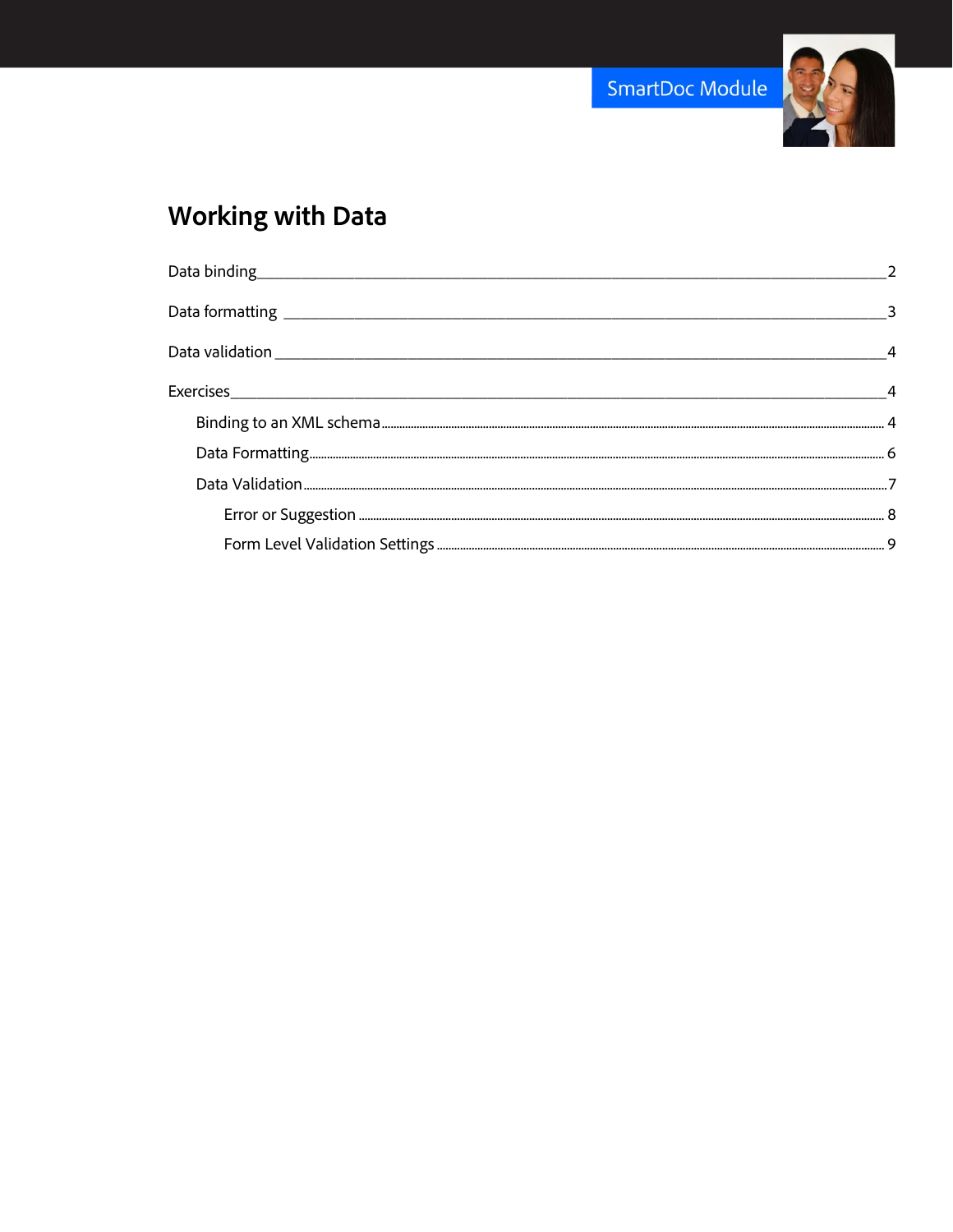SmartDoc Module

# Working with Data

Data binding 2

Data formatting 3

Data validation 4

Exercises 4

- Binding to an XML schema 4
- Data Formatting 6
- Data Validation 7
  - Error or Suggestion 8
  - Form Level Validation Settings 9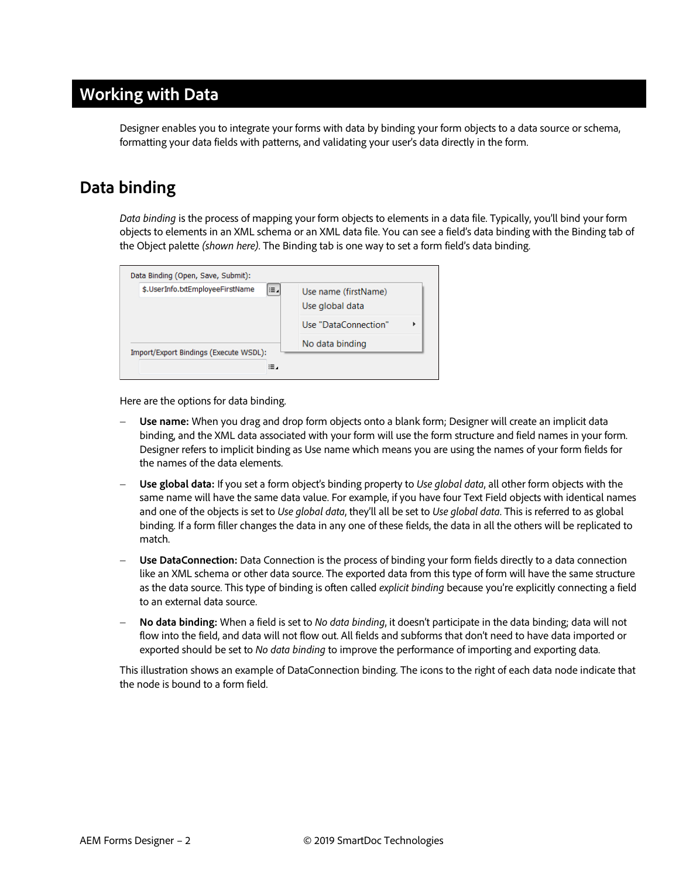# Working with Data

Designer enables you to integrate your forms with data by binding your form objects to a data source or schema, formatting your data fields with patterns, and validating your user's data directly in the form.

## Data binding

*Data binding* is the process of mapping your form objects to elements in a data file. Typically, you'll bind your form objects to elements in an XML schema or an XML data file. You can see a field's data binding with the Binding tab of the Object palette *(shown here)*. The Binding tab is one way to set a form field's data binding.

Data Binding (Open, Save, Submit):
$.UserInfo.txtEmployeeFirstName

Use name (firstName)
Use global data
Use "DataConnection"
No data binding

Import/Export Bindings (Execute WSDL):

Here are the options for data binding.

- **Use name:** When you drag and drop form objects onto a blank form; Designer will create an implicit data binding, and the XML data associated with your form will use the form structure and field names in your form. Designer refers to implicit binding as Use name which means you are using the names of your form fields for the names of the data elements.
- **Use global data:** If you set a form object's binding property to *Use global data*, all other form objects with the same name will have the same data value. For example, if you have four Text Field objects with identical names and one of the objects is set to *Use global data*, they'll all be set to *Use global data*. This is referred to as global binding. If a form filler changes the data in any one of these fields, the data in all the others will be replicated to match.
- **Use DataConnection:** Data Connection is the process of binding your form fields directly to a data connection like an XML schema or other data source. The exported data from this type of form will have the same structure as the data source. This type of binding is often called *explicit binding* because you're explicitly connecting a field to an external data source.
- **No data binding:** When a field is set to *No data binding*, it doesn't participate in the data binding; data will not flow into the field, and data will not flow out. All fields and subforms that don't need to have data imported or exported should be set to *No data binding* to improve the performance of importing and exporting data.

This illustration shows an example of DataConnection binding. The icons to the right of each data node indicate that the node is bound to a form field.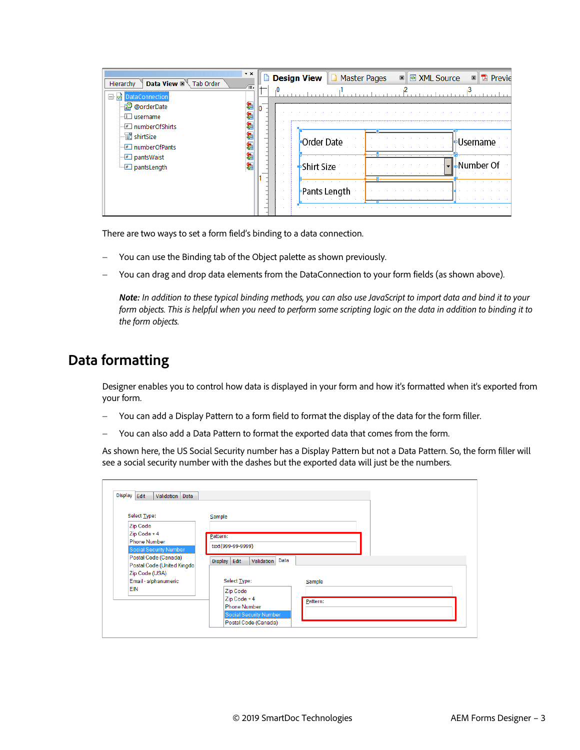There are two ways to set a form field's binding to a data connection.

– You can use the Binding tab of the Object palette as shown previously.

– You can drag and drop data elements from the DataConnection to your form fields (as shown above).

***Note:*** *In addition to these typical binding methods, you can also use JavaScript to import data and bind it to your form objects. This is helpful when you need to perform some scripting logic on the data in addition to binding it to the form objects.*

## Data formatting

Designer enables you to control how data is displayed in your form and how it's formatted when it's exported from your form.

– You can add a Display Pattern to a form field to format the display of the data for the form filler.

– You can also add a Data Pattern to format the exported data that comes from the form.

As shown here, the US Social Security number has a Display Pattern but not a Data Pattern. So, the form filler will see a social security number with the dashes but the exported data will just be the numbers.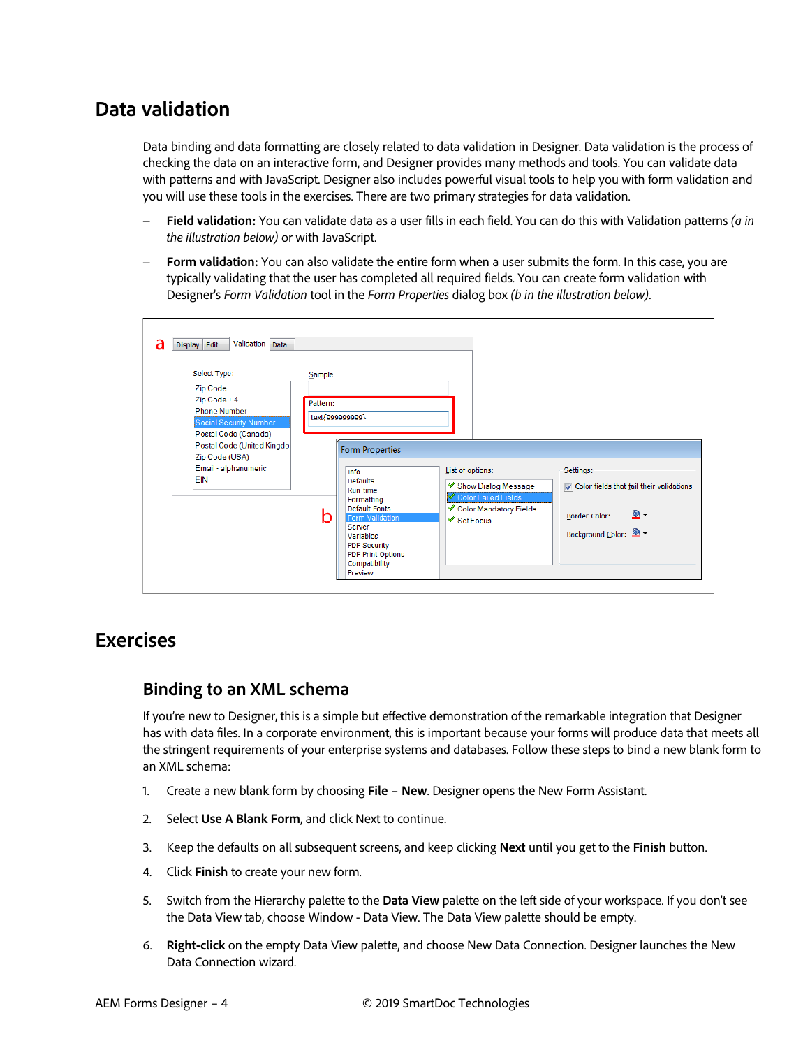## Data validation

Data binding and data formatting are closely related to data validation in Designer. Data validation is the process of checking the data on an interactive form, and Designer provides many methods and tools. You can validate data with patterns and with JavaScript. Designer also includes powerful visual tools to help you with form validation and you will use these tools in the exercises. There are two primary strategies for data validation.

- **Field validation:** You can validate data as a user fills in each field. You can do this with Validation patterns *(a in the illustration below)* or with JavaScript.
- **Form validation:** You can also validate the entire form when a user submits the form. In this case, you are typically validating that the user has completed all required fields. You can create form validation with Designer's *Form Validation* tool in the *Form Properties* dialog box *(b in the illustration below)*.

a

Display | Edit | Validation | Data

Select Type:

Zip Code
Zip Code + 4
Phone Number
Social Security Number
Postal Code (Canada)
Postal Code (United Kingdo
Zip Code (USA)
Email - alphanumeric
EIN

Sample

Pattern:

text{999999999}

b

Form Properties

Info
Defaults
Run-time
Formatting
Default Fonts
Form Validation
Server
Variables
PDF Security
PDF Print Options
Compatibility
Preview

List of options:

Show Dialog Message
Color Failed Fields
Color Mandatory Fields
Set Focus

Settings:

Color fields that fail their validations

Border Color:

Background Color:

## Exercises

### Binding to an XML schema

If you're new to Designer, this is a simple but effective demonstration of the remarkable integration that Designer has with data files. In a corporate environment, this is important because your forms will produce data that meets all the stringent requirements of your enterprise systems and databases. Follow these steps to bind a new blank form to an XML schema:

1. Create a new blank form by choosing **File – New**. Designer opens the New Form Assistant.
2. Select **Use A Blank Form**, and click Next to continue.
3. Keep the defaults on all subsequent screens, and keep clicking **Next** until you get to the **Finish** button.
4. Click **Finish** to create your new form.
5. Switch from the Hierarchy palette to the **Data View** palette on the left side of your workspace. If you don't see the Data View tab, choose Window - Data View. The Data View palette should be empty.
6. **Right-click** on the empty Data View palette, and choose New Data Connection. Designer launches the New Data Connection wizard.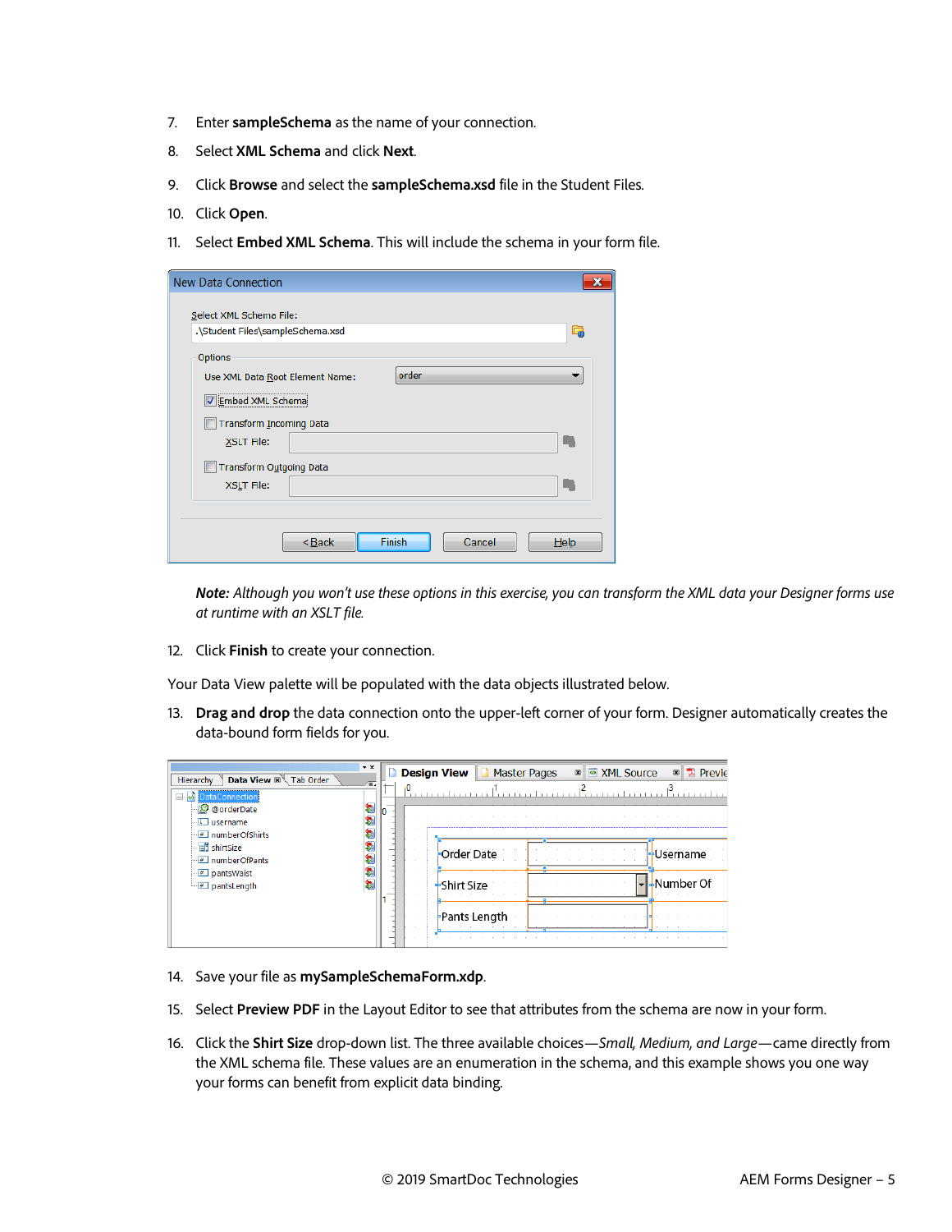7. Enter **sampleSchema** as the name of your connection.
8. Select **XML Schema** and click **Next**.
9. Click **Browse** and select the **sampleSchema.xsd** file in the Student Files.
10. Click **Open**.
11. Select **Embed XML Schema**. This will include the schema in your form file.

***Note:** Although you won't use these options in this exercise, you can transform the XML data your Designer forms use at runtime with an XSLT file.*

12. Click **Finish** to create your connection.

Your Data View palette will be populated with the data objects illustrated below.

13. **Drag and drop** the data connection onto the upper-left corner of your form. Designer automatically creates the data-bound form fields for you.

14. Save your file as **mySampleSchemaForm.xdp**.
15. Select **Preview PDF** in the Layout Editor to see that attributes from the schema are now in your form.
16. Click the **Shirt Size** drop-down list. The three available choices—*Small, Medium, and Large*—came directly from the XML schema file. These values are an enumeration in the schema, and this example shows you one way your forms can benefit from explicit data binding.

© 2019 SmartDoc Technologies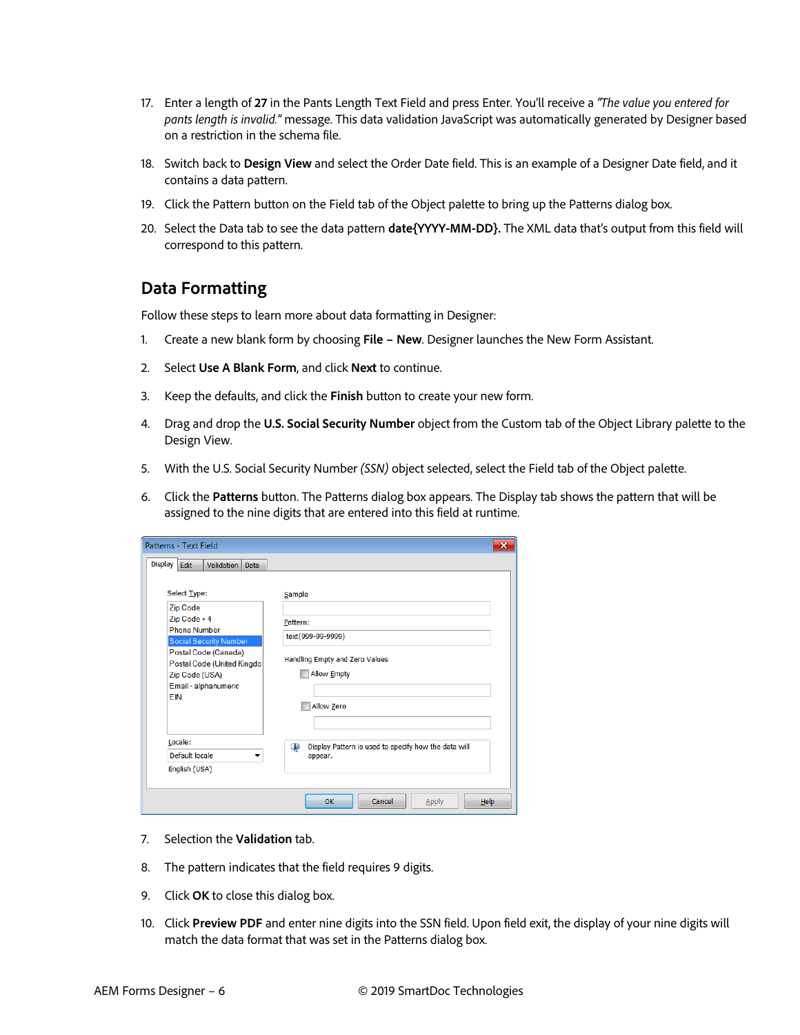17. Enter a length of **27** in the Pants Length Text Field and press Enter. You'll receive a *"The value you entered for pants length is invalid."* message. This data validation JavaScript was automatically generated by Designer based on a restriction in the schema file.

18. Switch back to **Design View** and select the Order Date field. This is an example of a Designer Date field, and it contains a data pattern.

19. Click the Pattern button on the Field tab of the Object palette to bring up the Patterns dialog box.

20. Select the Data tab to see the data pattern **date{YYYY-MM-DD}.** The XML data that's output from this field will correspond to this pattern.

## Data Formatting

Follow these steps to learn more about data formatting in Designer:

1. Create a new blank form by choosing **File – New**. Designer launches the New Form Assistant.

2. Select **Use A Blank Form**, and click **Next** to continue.

3. Keep the defaults, and click the **Finish** button to create your new form.

4. Drag and drop the **U.S. Social Security Number** object from the Custom tab of the Object Library palette to the Design View.

5. With the U.S. Social Security Number *(SSN)* object selected, select the Field tab of the Object palette.

6. Click the **Patterns** button. The Patterns dialog box appears. The Display tab shows the pattern that will be assigned to the nine digits that are entered into this field at runtime.

7. Selection the **Validation** tab.

8. The pattern indicates that the field requires 9 digits.

9. Click **OK** to close this dialog box.

10. Click **Preview PDF** and enter nine digits into the SSN field. Upon field exit, the display of your nine digits will match the data format that was set in the Patterns dialog box.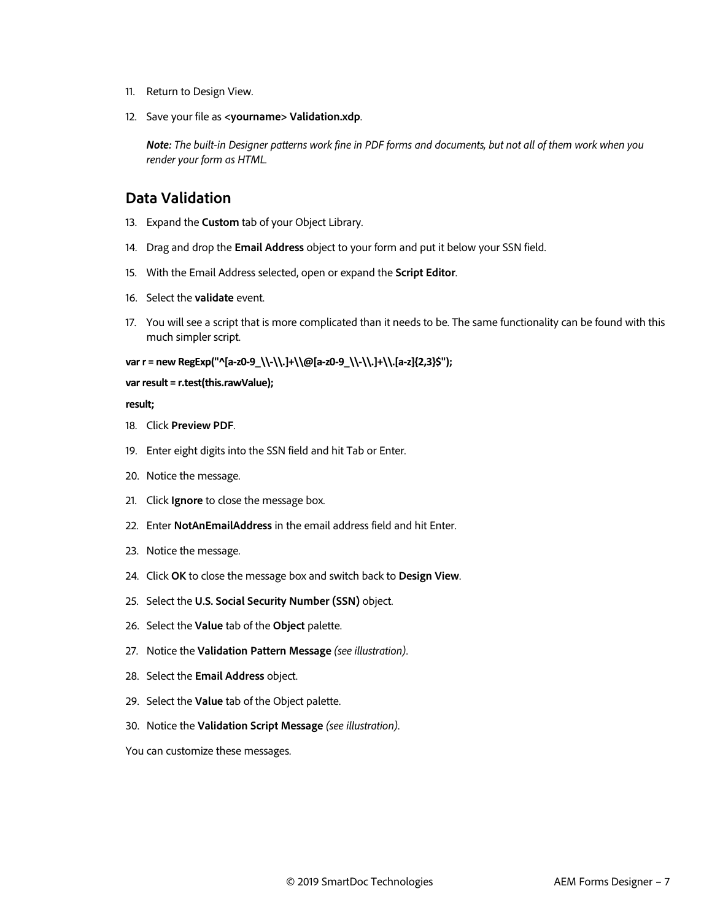11. Return to Design View.

12. Save your file as **<yourname> Validation.xdp**.

    ***Note:*** *The built-in Designer patterns work fine in PDF forms and documents, but not all of them work when you render your form as HTML.*

## Data Validation

13. Expand the **Custom** tab of your Object Library.

14. Drag and drop the **Email Address** object to your form and put it below your SSN field.

15. With the Email Address selected, open or expand the **Script Editor**.

16. Select the **validate** event.

17. You will see a script that is more complicated than it needs to be. The same functionality can be found with this much simpler script.

```
var r = new RegExp("^[a-z0-9_\\-\\.]+\\@[a-z0-9_\\-\\.]+\\.[a-z]{2,3}$");
var result = r.test(this.rawValue);
result;
```

18. Click **Preview PDF**.

19. Enter eight digits into the SSN field and hit Tab or Enter.

20. Notice the message.

21. Click **Ignore** to close the message box.

22. Enter **NotAnEmailAddress** in the email address field and hit Enter.

23. Notice the message.

24. Click **OK** to close the message box and switch back to **Design View**.

25. Select the **U.S. Social Security Number (SSN)** object.

26. Select the **Value** tab of the **Object** palette.

27. Notice the **Validation Pattern Message** *(see illustration)*.

28. Select the **Email Address** object.

29. Select the **Value** tab of the Object palette.

30. Notice the **Validation Script Message** *(see illustration)*.

You can customize these messages.

© 2019 SmartDoc Technologies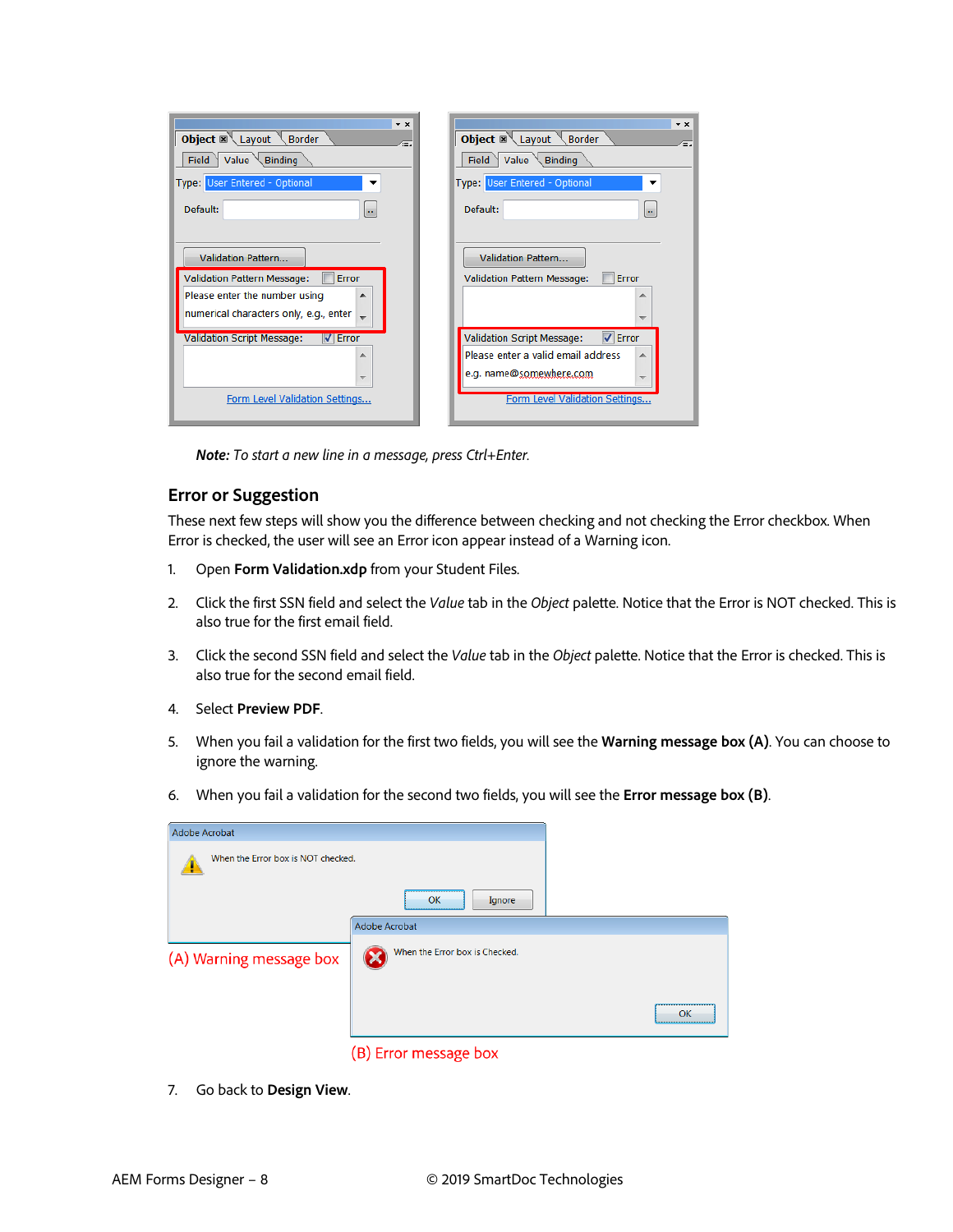***Note:*** *To start a new line in a message, press Ctrl+Enter.*

## Error or Suggestion

These next few steps will show you the difference between checking and not checking the Error checkbox. When Error is checked, the user will see an Error icon appear instead of a Warning icon.

1. Open **Form Validation.xdp** from your Student Files.
2. Click the first SSN field and select the *Value* tab in the *Object* palette. Notice that the Error is NOT checked. This is also true for the first email field.
3. Click the second SSN field and select the *Value* tab in the *Object* palette. Notice that the Error is checked. This is also true for the second email field.
4. Select **Preview PDF**.
5. When you fail a validation for the first two fields, you will see the **Warning message box (A)**. You can choose to ignore the warning.
6. When you fail a validation for the second two fields, you will see the **Error message box (B)**.

(A) Warning message box

(B) Error message box

7. Go back to **Design View**.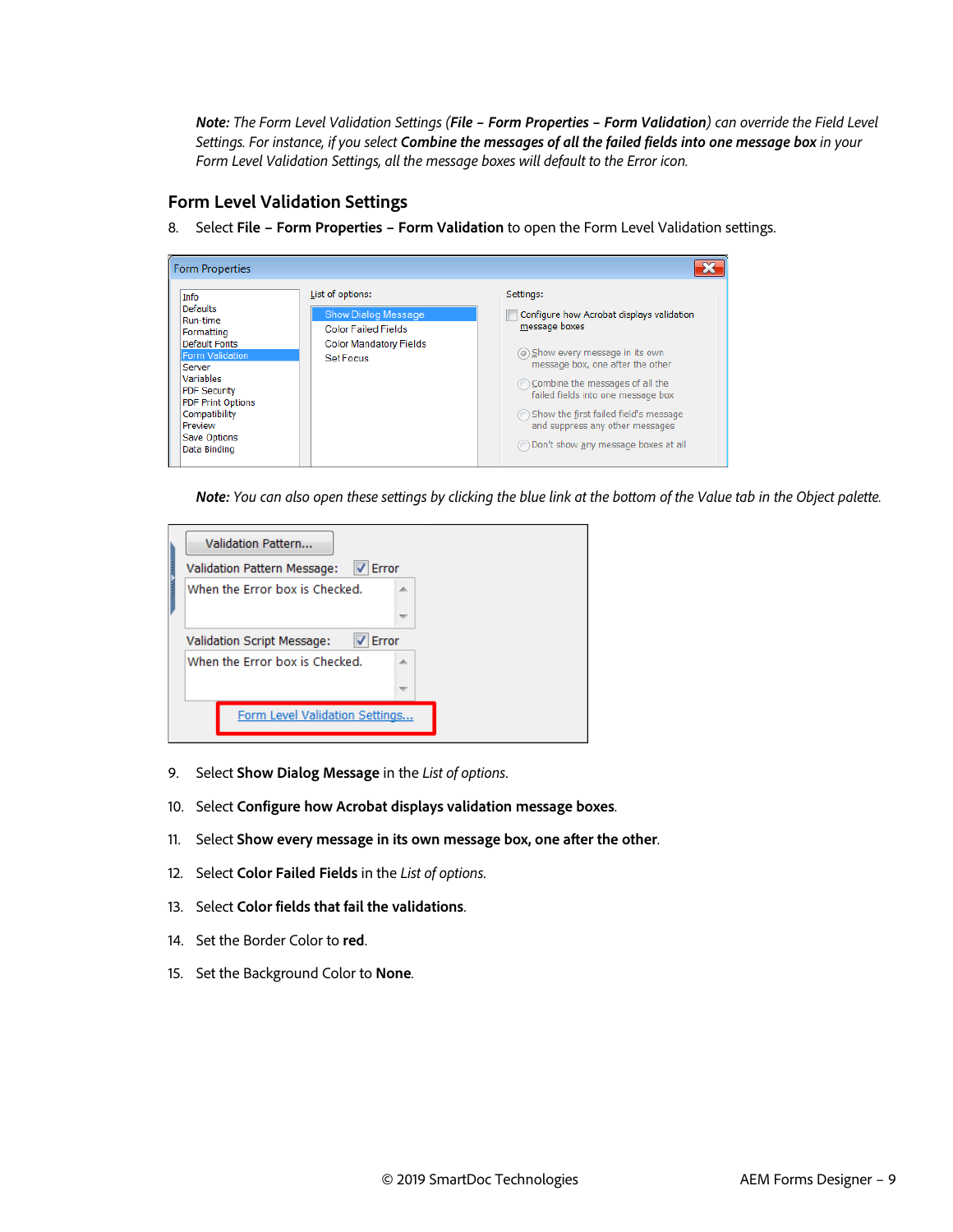*Note:* ***Note:** The Form Level Validation Settings (**File – Form Properties – Form Validation**) can override the Field Level Settings. For instance, if you select **Combine the messages of all the failed fields into one message box** in your Form Level Validation Settings, all the message boxes will default to the Error icon.*

## Form Level Validation Settings

8. Select **File – Form Properties – Form Validation** to open the Form Level Validation settings.

*Note: You can also open these settings by clicking the blue link at the bottom of the Value tab in the Object palette.*

9. Select **Show Dialog Message** in the *List of options*.
10. Select **Configure how Acrobat displays validation message boxes**.
11. Select **Show every message in its own message box, one after the other**.
12. Select **Color Failed Fields** in the *List of options*.
13. Select **Color fields that fail the validations**.
14. Set the Border Color to **red**.
15. Set the Background Color to **None**.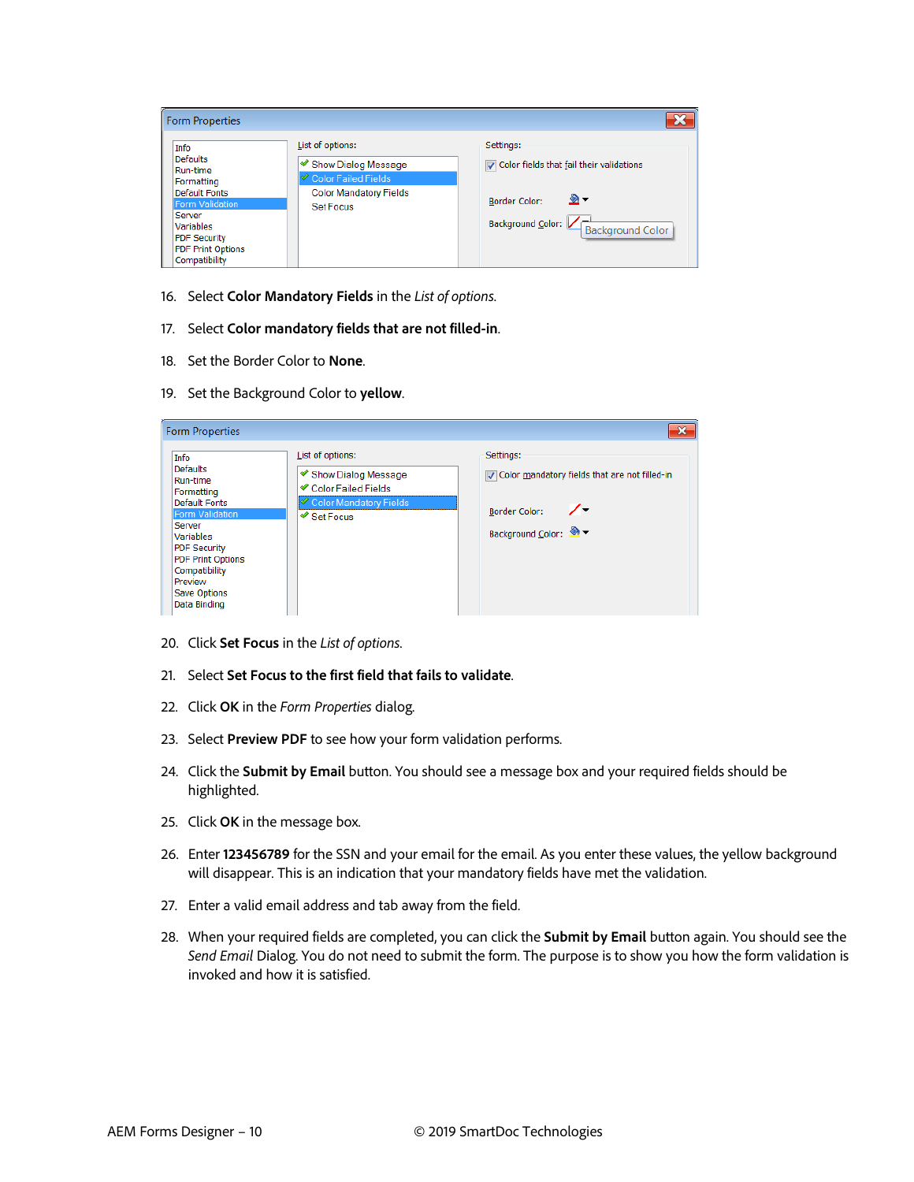16. Select **Color Mandatory Fields** in the *List of options*.

17. Select **Color mandatory fields that are not filled-in**.

18. Set the Border Color to **None**.

19. Set the Background Color to **yellow**.

20. Click **Set Focus** in the *List of options*.

21. Select **Set Focus to the first field that fails to validate**.

22. Click **OK** in the *Form Properties* dialog.

23. Select **Preview PDF** to see how your form validation performs.

24. Click the **Submit by Email** button. You should see a message box and your required fields should be highlighted.

25. Click **OK** in the message box.

26. Enter **123456789** for the SSN and your email for the email. As you enter these values, the yellow background will disappear. This is an indication that your mandatory fields have met the validation.

27. Enter a valid email address and tab away from the field.

28. When your required fields are completed, you can click the **Submit by Email** button again. You should see the *Send Email* Dialog. You do not need to submit the form. The purpose is to show you how the form validation is invoked and how it is satisfied.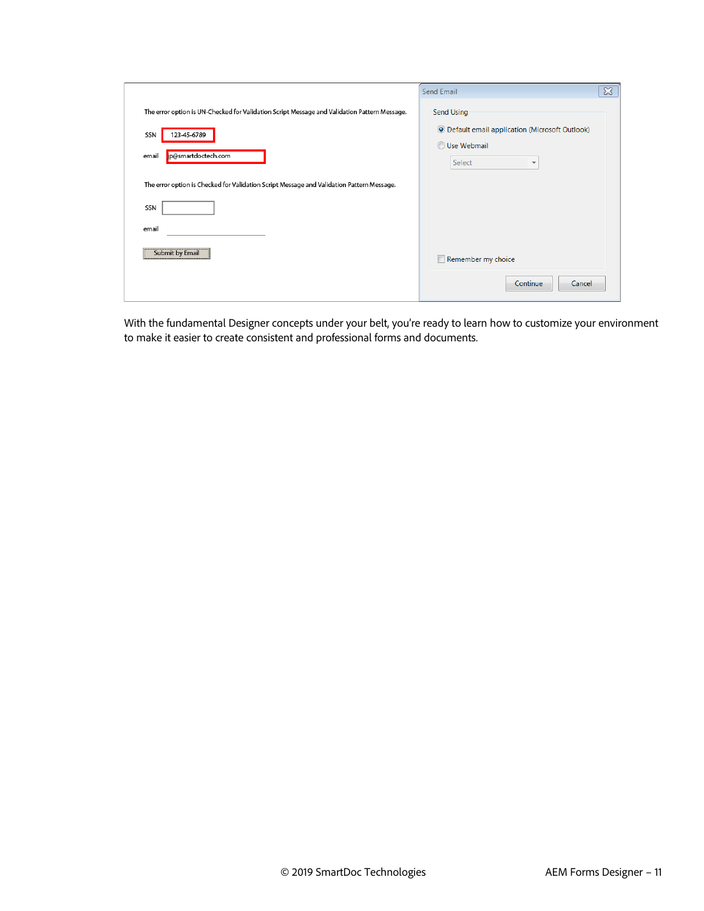The error option is UN-Checked for Validation Script Message and Validation Pattern Message.

SSN 123-45-6789

email jp@smartdoctech.com

The error option is Checked for Validation Script Message and Validation Pattern Message.

SSN

email

Submit by Email

Send Email

Send Using

Default email application (Microsoft Outlook)

Use Webmail

Select

Remember my choice

Continue Cancel

With the fundamental Designer concepts under your belt, you're ready to learn how to customize your environment to make it easier to create consistent and professional forms and documents.